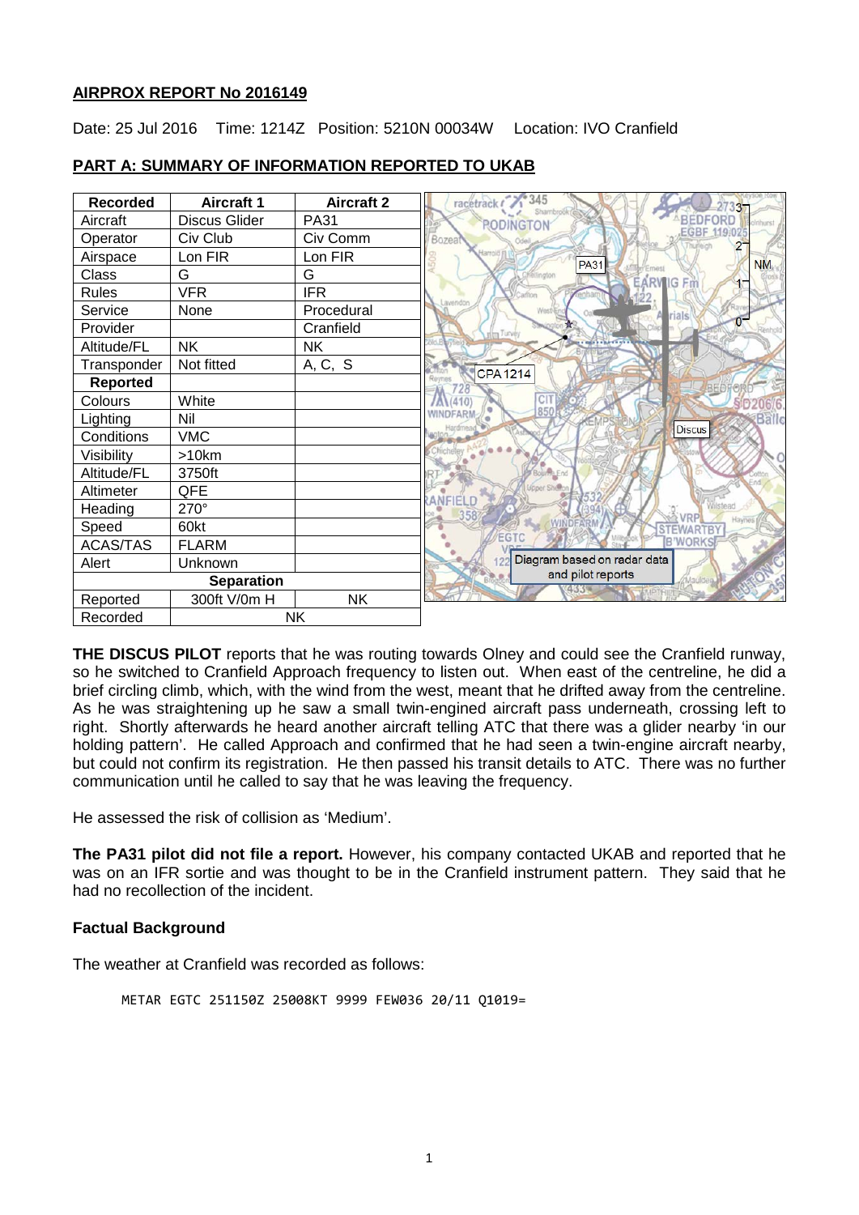**AIRPROX REPORT No 2016149**

Date: 25 Jul 2016 Time: 1214Z Position: 5210N 00034W Location: IVO Cranfield

**PART A: SUMMARY OF INFORMATION REPORTED TO UKAB**

| Recorded | Aircraft 1 | Aircraft 2 |
|---|---|---|
| Aircraft | Discus Glider | PA31 |
| Operator | Civ Club | Civ Comm |
| Airspace | Lon FIR | Lon FIR |
| Class | G | G |
| Rules | VFR | IFR |
| Service | None | Procedural |
| Provider | | Cranfield |
| Altitude/FL | NK | NK |
| Transponder | Not fitted | A, C, S |
| **Reported** | | |
| Colours | White | |
| Lighting | Nil | |
| Conditions | VMC | |
| Visibility | >10km | |
| Altitude/FL | 3750ft | |
| Altimeter | QFE | |
| Heading | 270° | |
| Speed | 60kt | |
| ACAS/TAS | FLARM | |
| Alert | Unknown | |
| **Separation** | | |
| Reported | 300ft V/0m H | NK |
| Recorded | NK | |

Diagram based on radar data and pilot reports

**THE DISCUS PILOT** reports that he was routing towards Olney and could see the Cranfield runway, so he switched to Cranfield Approach frequency to listen out. When east of the centreline, he did a brief circling climb, which, with the wind from the west, meant that he drifted away from the centreline. As he was straightening up he saw a small twin-engined aircraft pass underneath, crossing left to right. Shortly afterwards he heard another aircraft telling ATC that there was a glider nearby 'in our holding pattern'. He called Approach and confirmed that he had seen a twin-engine aircraft nearby, but could not confirm its registration. He then passed his transit details to ATC. There was no further communication until he called to say that he was leaving the frequency.

He assessed the risk of collision as 'Medium'.

**The PA31 pilot did not file a report.** However, his company contacted UKAB and reported that he was on an IFR sortie and was thought to be in the Cranfield instrument pattern. They said that he had no recollection of the incident.

**Factual Background**

The weather at Cranfield was recorded as follows:

```
METAR EGTC 251150Z 25008KT 9999 FEW036 20/11 Q1019=
```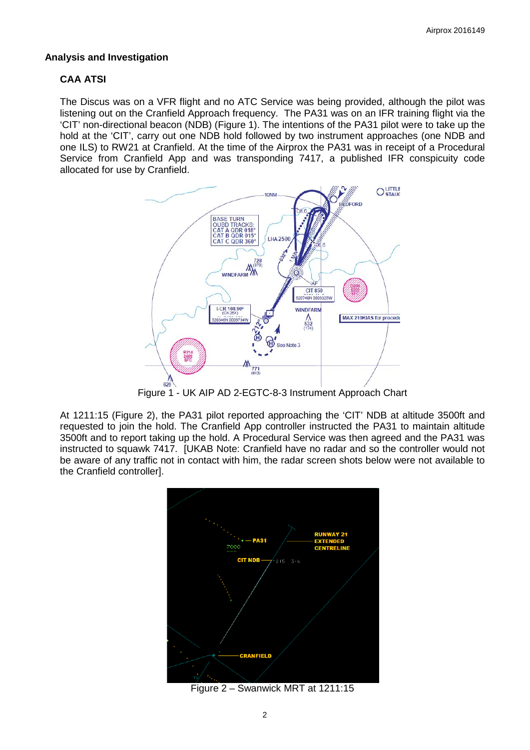## Analysis and Investigation

### CAA ATSI

The Discus was on a VFR flight and no ATC Service was being provided, although the pilot was listening out on the Cranfield Approach frequency. The PA31 was on an IFR training flight via the 'CIT' non-directional beacon (NDB) (Figure 1). The intentions of the PA31 pilot were to take up the hold at the 'CIT', carry out one NDB hold followed by two instrument approaches (one NDB and one ILS) to RW21 at Cranfield. At the time of the Airprox the PA31 was in receipt of a Procedural Service from Cranfield App and was transponding 7417, a published IFR conspicuity code allocated for use by Cranfield.

Figure 1 - UK AIP AD 2-EGTC-8-3 Instrument Approach Chart

At 1211:15 (Figure 2), the PA31 pilot reported approaching the 'CIT' NDB at altitude 3500ft and requested to join the hold. The Cranfield App controller instructed the PA31 to maintain altitude 3500ft and to report taking up the hold. A Procedural Service was then agreed and the PA31 was instructed to squawk 7417. [UKAB Note: Cranfield have no radar and so the controller would not be aware of any traffic not in contact with him, the radar screen shots below were not available to the Cranfield controller].

Figure 2 – Swanwick MRT at 1211:15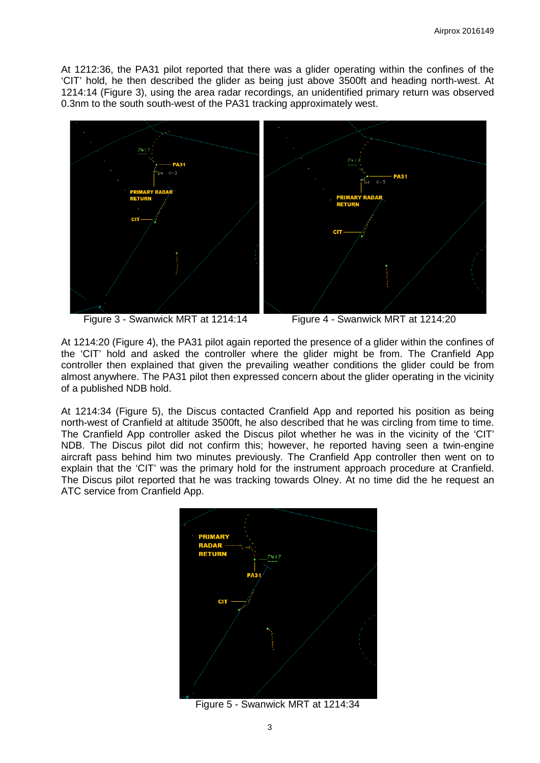At 1212:36, the PA31 pilot reported that there was a glider operating within the confines of the 'CIT' hold, he then described the glider as being just above 3500ft and heading north-west. At 1214:14 (Figure 3), using the area radar recordings, an unidentified primary return was observed 0.3nm to the south south-west of the PA31 tracking approximately west.

Figure 3 - Swanwick MRT at 1214:14

Figure 4 - Swanwick MRT at 1214:20

At 1214:20 (Figure 4), the PA31 pilot again reported the presence of a glider within the confines of the 'CIT' hold and asked the controller where the glider might be from. The Cranfield App controller then explained that given the prevailing weather conditions the glider could be from almost anywhere. The PA31 pilot then expressed concern about the glider operating in the vicinity of a published NDB hold.

At 1214:34 (Figure 5), the Discus contacted Cranfield App and reported his position as being north-west of Cranfield at altitude 3500ft, he also described that he was circling from time to time. The Cranfield App controller asked the Discus pilot whether he was in the vicinity of the 'CIT' NDB. The Discus pilot did not confirm this; however, he reported having seen a twin-engine aircraft pass behind him two minutes previously. The Cranfield App controller then went on to explain that the 'CIT' was the primary hold for the instrument approach procedure at Cranfield. The Discus pilot reported that he was tracking towards Olney. At no time did the he request an ATC service from Cranfield App.

Figure 5 - Swanwick MRT at 1214:34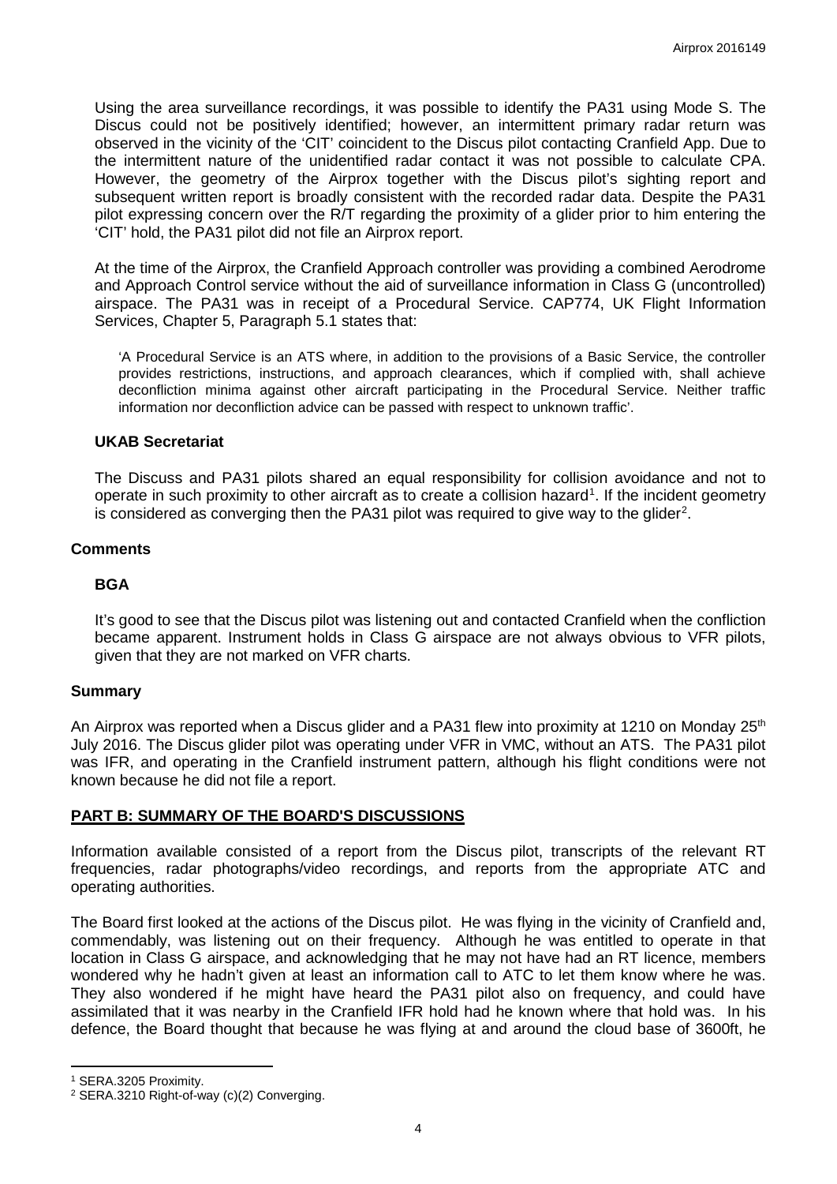Using the area surveillance recordings, it was possible to identify the PA31 using Mode S. The Discus could not be positively identified; however, an intermittent primary radar return was observed in the vicinity of the 'CIT' coincident to the Discus pilot contacting Cranfield App. Due to the intermittent nature of the unidentified radar contact it was not possible to calculate CPA. However, the geometry of the Airprox together with the Discus pilot's sighting report and subsequent written report is broadly consistent with the recorded radar data. Despite the PA31 pilot expressing concern over the R/T regarding the proximity of a glider prior to him entering the 'CIT' hold, the PA31 pilot did not file an Airprox report.

At the time of the Airprox, the Cranfield Approach controller was providing a combined Aerodrome and Approach Control service without the aid of surveillance information in Class G (uncontrolled) airspace. The PA31 was in receipt of a Procedural Service. CAP774, UK Flight Information Services, Chapter 5, Paragraph 5.1 states that:

> 'A Procedural Service is an ATS where, in addition to the provisions of a Basic Service, the controller provides restrictions, instructions, and approach clearances, which if complied with, shall achieve deconfliction minima against other aircraft participating in the Procedural Service. Neither traffic information nor deconfliction advice can be passed with respect to unknown traffic'.

### UKAB Secretariat

The Discuss and PA31 pilots shared an equal responsibility for collision avoidance and not to operate in such proximity to other aircraft as to create a collision hazard[1]. If the incident geometry is considered as converging then the PA31 pilot was required to give way to the glider[2].

## Comments

### BGA

It's good to see that the Discus pilot was listening out and contacted Cranfield when the confliction became apparent. Instrument holds in Class G airspace are not always obvious to VFR pilots, given that they are not marked on VFR charts.

## Summary

An Airprox was reported when a Discus glider and a PA31 flew into proximity at 1210 on Monday 25th July 2016. The Discus glider pilot was operating under VFR in VMC, without an ATS. The PA31 pilot was IFR, and operating in the Cranfield instrument pattern, although his flight conditions were not known because he did not file a report.

## PART B: SUMMARY OF THE BOARD'S DISCUSSIONS

Information available consisted of a report from the Discus pilot, transcripts of the relevant RT frequencies, radar photographs/video recordings, and reports from the appropriate ATC and operating authorities.

The Board first looked at the actions of the Discus pilot. He was flying in the vicinity of Cranfield and, commendably, was listening out on their frequency. Although he was entitled to operate in that location in Class G airspace, and acknowledging that he may not have had an RT licence, members wondered why he hadn't given at least an information call to ATC to let them know where he was. They also wondered if he might have heard the PA31 pilot also on frequency, and could have assimilated that it was nearby in the Cranfield IFR hold had he known where that hold was. In his defence, the Board thought that because he was flying at and around the cloud base of 3600ft, he

---

[1] SERA.3205 Proximity.

[2] SERA.3210 Right-of-way (c)(2) Converging.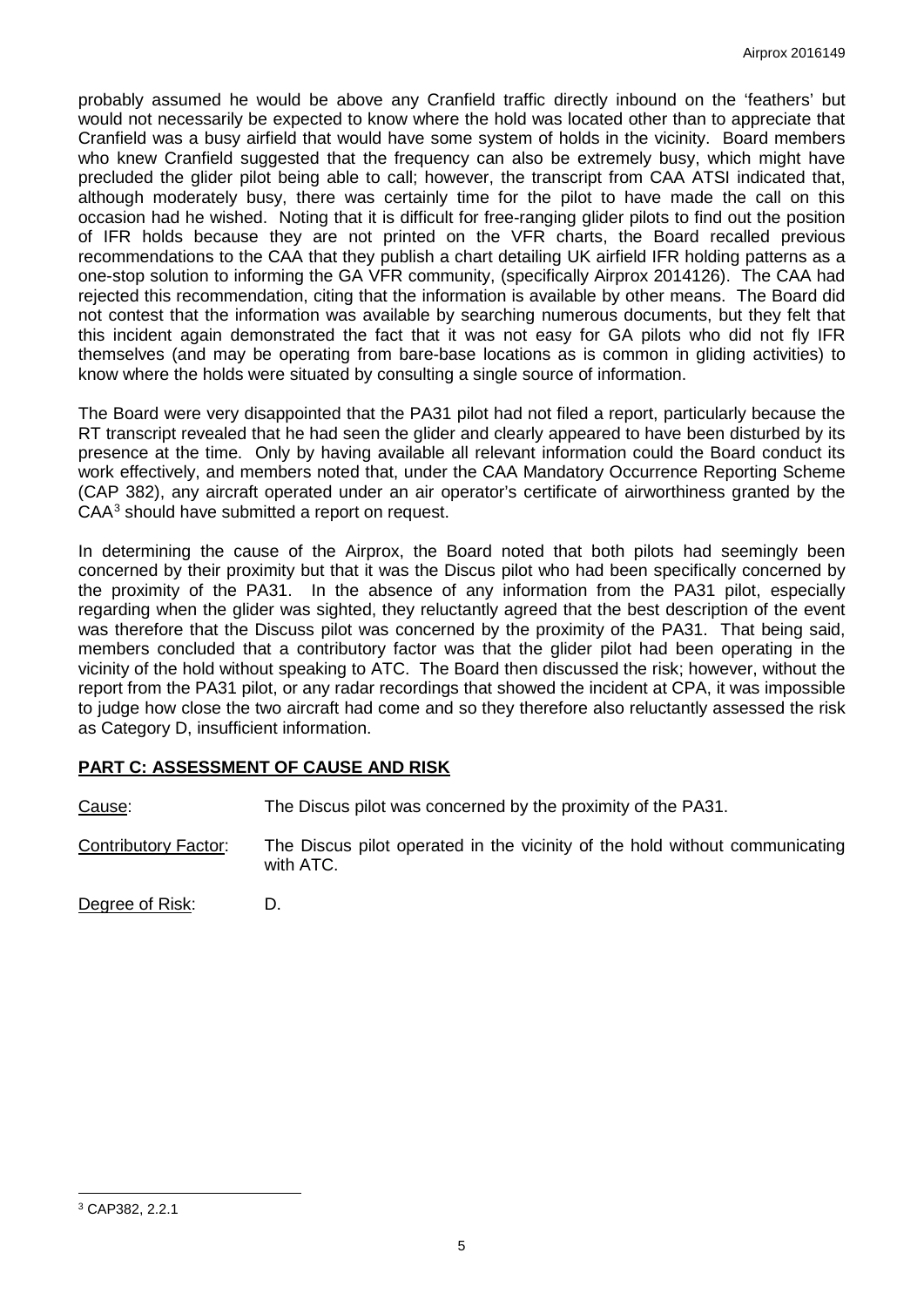probably assumed he would be above any Cranfield traffic directly inbound on the 'feathers' but would not necessarily be expected to know where the hold was located other than to appreciate that Cranfield was a busy airfield that would have some system of holds in the vicinity. Board members who knew Cranfield suggested that the frequency can also be extremely busy, which might have precluded the glider pilot being able to call; however, the transcript from CAA ATSI indicated that, although moderately busy, there was certainly time for the pilot to have made the call on this occasion had he wished. Noting that it is difficult for free-ranging glider pilots to find out the position of IFR holds because they are not printed on the VFR charts, the Board recalled previous recommendations to the CAA that they publish a chart detailing UK airfield IFR holding patterns as a one-stop solution to informing the GA VFR community, (specifically Airprox 2014126). The CAA had rejected this recommendation, citing that the information is available by other means. The Board did not contest that the information was available by searching numerous documents, but they felt that this incident again demonstrated the fact that it was not easy for GA pilots who did not fly IFR themselves (and may be operating from bare-base locations as is common in gliding activities) to know where the holds were situated by consulting a single source of information.

The Board were very disappointed that the PA31 pilot had not filed a report, particularly because the RT transcript revealed that he had seen the glider and clearly appeared to have been disturbed by its presence at the time. Only by having available all relevant information could the Board conduct its work effectively, and members noted that, under the CAA Mandatory Occurrence Reporting Scheme (CAP 382), any aircraft operated under an air operator's certificate of airworthiness granted by the CAA[3] should have submitted a report on request.

In determining the cause of the Airprox, the Board noted that both pilots had seemingly been concerned by their proximity but that it was the Discus pilot who had been specifically concerned by the proximity of the PA31. In the absence of any information from the PA31 pilot, especially regarding when the glider was sighted, they reluctantly agreed that the best description of the event was therefore that the Discuss pilot was concerned by the proximity of the PA31. That being said, members concluded that a contributory factor was that the glider pilot had been operating in the vicinity of the hold without speaking to ATC. The Board then discussed the risk; however, without the report from the PA31 pilot, or any radar recordings that showed the incident at CPA, it was impossible to judge how close the two aircraft had come and so they therefore also reluctantly assessed the risk as Category D, insufficient information.

## PART C: ASSESSMENT OF CAUSE AND RISK

Cause: The Discus pilot was concerned by the proximity of the PA31.

Contributory Factor: The Discus pilot operated in the vicinity of the hold without communicating with ATC.

Degree of Risk: D.

[3] CAP382, 2.2.1